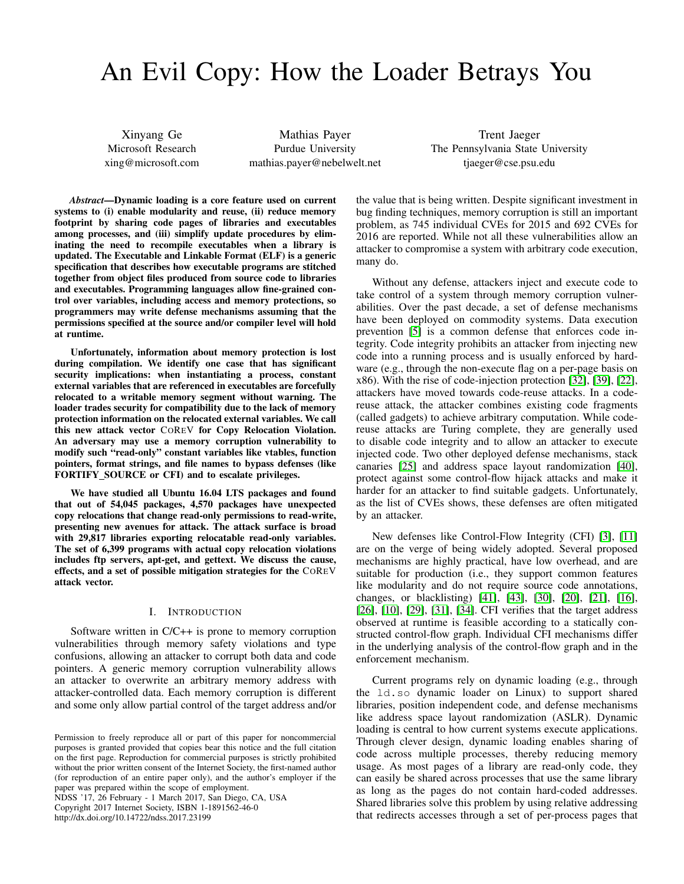# An Evil Copy: How the Loader Betrays You

Xinyang Ge
Microsoft Research
xing@microsoft.com

Mathias Payer
Purdue University
mathias.payer@nebelwelt.net

Trent Jaeger
The Pennsylvania State University
tjaeger@cse.psu.edu

***Abstract*—Dynamic loading is a core feature used on current systems to (i) enable modularity and reuse, (ii) reduce memory footprint by sharing code pages of libraries and executables among processes, and (iii) simplify update procedures by eliminating the need to recompile executables when a library is updated. The Executable and Linkable Format (ELF) is a generic specification that describes how executable programs are stitched together from object files produced from source code to libraries and executables. Programming languages allow fine-grained control over variables, including access and memory protections, so programmers may write defense mechanisms assuming that the permissions specified at the source and/or compiler level will hold at runtime.**

**Unfortunately, information about memory protection is lost during compilation. We identify one case that has significant security implications: when instantiating a process, constant external variables that are referenced in executables are forcefully relocated to a writable memory segment without warning. The loader trades security for compatibility due to the lack of memory protection information on the relocated external variables. We call this new attack vector CoReV for Copy Relocation Violation. An adversary may use a memory corruption vulnerability to modify such "read-only" constant variables like vtables, function pointers, format strings, and file names to bypass defenses (like FORTIFY_SOURCE or CFI) and to escalate privileges.**

**We have studied all Ubuntu 16.04 LTS packages and found that out of 54,045 packages, 4,570 packages have unexpected copy relocations that change read-only permissions to read-write, presenting new avenues for attack. The attack surface is broad with 29,817 libraries exporting relocatable read-only variables. The set of 6,399 programs with actual copy relocation violations includes ftp servers, apt-get, and gettext. We discuss the cause, effects, and a set of possible mitigation strategies for the CoReV attack vector.**

## I. Introduction

Software written in C/C++ is prone to memory corruption vulnerabilities through memory safety violations and type confusions, allowing an attacker to corrupt both data and code pointers. A generic memory corruption vulnerability allows an attacker to overwrite an arbitrary memory address with attacker-controlled data. Each memory corruption is different and some only allow partial control of the target address and/or the value that is being written. Despite significant investment in bug finding techniques, memory corruption is still an important problem, as 745 individual CVEs for 2015 and 692 CVEs for 2016 are reported. While not all these vulnerabilities allow an attacker to compromise a system with arbitrary code execution, many do.

Without any defense, attackers inject and execute code to take control of a system through memory corruption vulnerabilities. Over the past decade, a set of defense mechanisms have been deployed on commodity systems. Data execution prevention [5] is a common defense that enforces code integrity. Code integrity prohibits an attacker from injecting new code into a running process and is usually enforced by hardware (e.g., through the non-execute flag on a per-page basis on x86). With the rise of code-injection protection [32], [39], [22], attackers have moved towards code-reuse attacks. In a code-reuse attack, the attacker combines existing code fragments (called gadgets) to achieve arbitrary computation. While code-reuse attacks are Turing complete, they are generally used to disable code integrity and to allow an attacker to execute injected code. Two other deployed defense mechanisms, stack canaries [25] and address space layout randomization [40], protect against some control-flow hijack attacks and make it harder for an attacker to find suitable gadgets. Unfortunately, as the list of CVEs shows, these defenses are often mitigated by an attacker.

New defenses like Control-Flow Integrity (CFI) [3], [11] are on the verge of being widely adopted. Several proposed mechanisms are highly practical, have low overhead, and are suitable for production (i.e., they support common features like modularity and do not require source code annotations, changes, or blacklisting) [41], [43], [30], [20], [21], [16], [26], [10], [29], [31], [34]. CFI verifies that the target address observed at runtime is feasible according to a statically constructed control-flow graph. Individual CFI mechanisms differ in the underlying analysis of the control-flow graph and in the enforcement mechanism.

Current programs rely on dynamic loading (e.g., through the `ld.so` dynamic loader on Linux) to support shared libraries, position independent code, and defense mechanisms like address space layout randomization (ASLR). Dynamic loading is central to how current systems execute applications. Through clever design, dynamic loading enables sharing of code across multiple processes, thereby reducing memory usage. As most pages of a library are read-only code, they can easily be shared across processes that use the same library as long as the pages do not contain hard-coded addresses. Shared libraries solve this problem by using relative addressing that redirects accesses through a set of per-process pages that

Permission to freely reproduce all or part of this paper for noncommercial purposes is granted provided that copies bear this notice and the full citation on the first page. Reproduction for commercial purposes is strictly prohibited without the prior written consent of the Internet Society, the first-named author (for reproduction of an entire paper only), and the author's employer if the paper was prepared within the scope of employment.
NDSS '17, 26 February - 1 March 2017, San Diego, CA, USA
Copyright 2017 Internet Society, ISBN 1-1891562-46-0
http://dx.doi.org/10.14722/ndss.2017.23199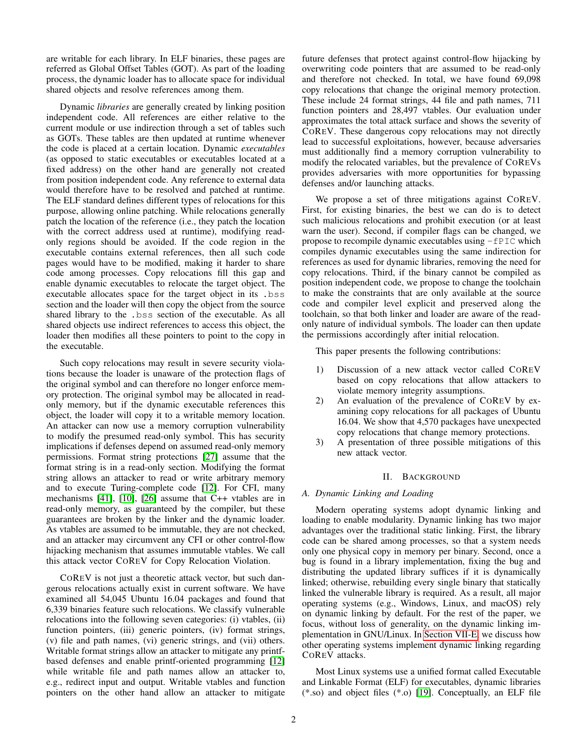are writable for each library. In ELF binaries, these pages are referred as Global Offset Tables (GOT). As part of the loading process, the dynamic loader has to allocate space for individual shared objects and resolve references among them.

Dynamic *libraries* are generally created by linking position independent code. All references are either relative to the current module or use indirection through a set of tables such as GOTs. These tables are then updated at runtime whenever the code is placed at a certain location. Dynamic *executables* (as opposed to static executables or executables located at a fixed address) on the other hand are generally not created from position independent code. Any reference to external data would therefore have to be resolved and patched at runtime. The ELF standard defines different types of relocations for this purpose, allowing online patching. While relocations generally patch the location of the reference (i.e., they patch the location with the correct address used at runtime), modifying read-only regions should be avoided. If the code region in the executable contains external references, then all such code pages would have to be modified, making it harder to share code among processes. Copy relocations fill this gap and enable dynamic executables to relocate the target object. The executable allocates space for the target object in its `.bss` section and the loader will then copy the object from the source shared library to the `.bss` section of the executable. As all shared objects use indirect references to access this object, the loader then modifies all these pointers to point to the copy in the executable.

Such copy relocations may result in severe security violations because the loader is unaware of the protection flags of the original symbol and can therefore no longer enforce memory protection. The original symbol may be allocated in read-only memory, but if the dynamic executable references this object, the loader will copy it to a writable memory location. An attacker can now use a memory corruption vulnerability to modify the presumed read-only symbol. This has security implications if defenses depend on assumed read-only memory permissions. Format string protections [27] assume that the format string is in a read-only section. Modifying the format string allows an attacker to read or write arbitrary memory and to execute Turing-complete code [12]. For CFI, many mechanisms [41], [10], [26] assume that C++ vtables are in read-only memory, as guaranteed by the compiler, but these guarantees are broken by the linker and the dynamic loader. As vtables are assumed to be immutable, they are not checked, and an attacker may circumvent any CFI or other control-flow hijacking mechanism that assumes immutable vtables. We call this attack vector COREV for Copy Relocation Violation.

COREV is not just a theoretic attack vector, but such dangerous relocations actually exist in current software. We have examined all 54,045 Ubuntu 16.04 packages and found that 6,339 binaries feature such relocations. We classify vulnerable relocations into the following seven categories: (i) vtables, (ii) function pointers, (iii) generic pointers, (iv) format strings, (v) file and path names, (vi) generic strings, and (vii) others. Writable format strings allow an attacker to mitigate any printf-based defenses and enable printf-oriented programming [12] while writable file and path names allow an attacker to, e.g., redirect input and output. Writable vtables and function pointers on the other hand allow an attacker to mitigate future defenses that protect against control-flow hijacking by overwriting code pointers that are assumed to be read-only and therefore not checked. In total, we have found 69,098 copy relocations that change the original memory protection. These include 24 format strings, 44 file and path names, 711 function pointers and 28,497 vtables. Our evaluation under approximates the total attack surface and shows the severity of COREV. These dangerous copy relocations may not directly lead to successful exploitations, however, because adversaries must additionally find a memory corruption vulnerability to modify the relocated variables, but the prevalence of COREVs provides adversaries with more opportunities for bypassing defenses and/or launching attacks.

We propose a set of three mitigations against COREV. First, for existing binaries, the best we can do is to detect such malicious relocations and prohibit execution (or at least warn the user). Second, if compiler flags can be changed, we propose to recompile dynamic executables using `-fPIC` which compiles dynamic executables using the same indirection for references as used for dynamic libraries, removing the need for copy relocations. Third, if the binary cannot be compiled as position independent code, we propose to change the toolchain to make the constraints that are only available at the source code and compiler level explicit and preserved along the toolchain, so that both linker and loader are aware of the read-only nature of individual symbols. The loader can then update the permissions accordingly after initial relocation.

This paper presents the following contributions:

1) Discussion of a new attack vector called COREV based on copy relocations that allow attackers to violate memory integrity assumptions.
2) An evaluation of the prevalence of COREV by examining copy relocations for all packages of Ubuntu 16.04. We show that 4,570 packages have unexpected copy relocations that change memory protections.
3) A presentation of three possible mitigations of this new attack vector.

## II. Background

### A. Dynamic Linking and Loading

Modern operating systems adopt dynamic linking and loading to enable modularity. Dynamic linking has two major advantages over the traditional static linking. First, the library code can be shared among processes, so that a system needs only one physical copy in memory per binary. Second, once a bug is found in a library implementation, fixing the bug and distributing the updated library suffices if it is dynamically linked; otherwise, rebuilding every single binary that statically linked the vulnerable library is required. As a result, all major operating systems (e.g., Windows, Linux, and macOS) rely on dynamic linking by default. For the rest of the paper, we focus, without loss of generality, on the dynamic linking implementation in GNU/Linux. In Section VII-E, we discuss how other operating systems implement dynamic linking regarding COREV attacks.

Most Linux systems use a unified format called Executable and Linkable Format (ELF) for executables, dynamic libraries (*.so) and object files (*.o) [19]. Conceptually, an ELF file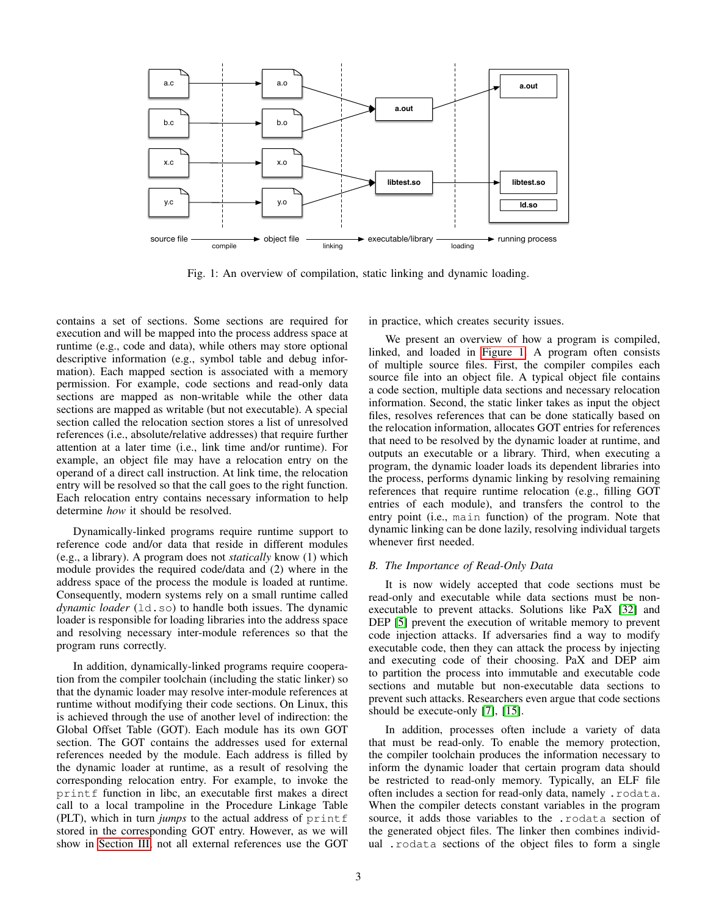Fig. 1: An overview of compilation, static linking and dynamic loading.

contains a set of sections. Some sections are required for execution and will be mapped into the process address space at runtime (e.g., code and data), while others may store optional descriptive information (e.g., symbol table and debug information). Each mapped section is associated with a memory permission. For example, code sections and read-only data sections are mapped as non-writable while the other data sections are mapped as writable (but not executable). A special section called the relocation section stores a list of unresolved references (i.e., absolute/relative addresses) that require further attention at a later time (i.e., link time and/or runtime). For example, an object file may have a relocation entry on the operand of a direct call instruction. At link time, the relocation entry will be resolved so that the call goes to the right function. Each relocation entry contains necessary information to help determine *how* it should be resolved.

Dynamically-linked programs require runtime support to reference code and/or data that reside in different modules (e.g., a library). A program does not *statically* know (1) which module provides the required code/data and (2) where in the address space of the process the module is loaded at runtime. Consequently, modern systems rely on a small runtime called *dynamic loader* (`ld.so`) to handle both issues. The dynamic loader is responsible for loading libraries into the address space and resolving necessary inter-module references so that the program runs correctly.

In addition, dynamically-linked programs require cooperation from the compiler toolchain (including the static linker) so that the dynamic loader may resolve inter-module references at runtime without modifying their code sections. On Linux, this is achieved through the use of another level of indirection: the Global Offset Table (GOT). Each module has its own GOT section. The GOT contains the addresses used for external references needed by the module. Each address is filled by the dynamic loader at runtime, as a result of resolving the corresponding relocation entry. For example, to invoke the `printf` function in libc, an executable first makes a direct call to a local trampoline in the Procedure Linkage Table (PLT), which in turn *jumps* to the actual address of `printf` stored in the corresponding GOT entry. However, as we will show in Section III, not all external references use the GOT in practice, which creates security issues.

We present an overview of how a program is compiled, linked, and loaded in Figure 1. A program often consists of multiple source files. First, the compiler compiles each source file into an object file. A typical object file contains a code section, multiple data sections and necessary relocation information. Second, the static linker takes as input the object files, resolves references that can be done statically based on the relocation information, allocates GOT entries for references that need to be resolved by the dynamic loader at runtime, and outputs an executable or a library. Third, when executing a program, the dynamic loader loads its dependent libraries into the process, performs dynamic linking by resolving remaining references that require runtime relocation (e.g., filling GOT entries of each module), and transfers the control to the entry point (i.e., `main` function) of the program. Note that dynamic linking can be done lazily, resolving individual targets whenever first needed.

### B. The Importance of Read-Only Data

It is now widely accepted that code sections must be read-only and executable while data sections must be non-executable to prevent attacks. Solutions like PaX [32] and DEP [5] prevent the execution of writable memory to prevent code injection attacks. If adversaries find a way to modify executable code, then they can attack the process by injecting and executing code of their choosing. PaX and DEP aim to partition the process into immutable and executable code sections and mutable but non-executable data sections to prevent such attacks. Researchers even argue that code sections should be execute-only [7], [15].

In addition, processes often include a variety of data that must be read-only. To enable the memory protection, the compiler toolchain produces the information necessary to inform the dynamic loader that certain program data should be restricted to read-only memory. Typically, an ELF file often includes a section for read-only data, namely `.rodata`. When the compiler detects constant variables in the program source, it adds those variables to the `.rodata` section of the generated object files. The linker then combines individual `.rodata` sections of the object files to form a single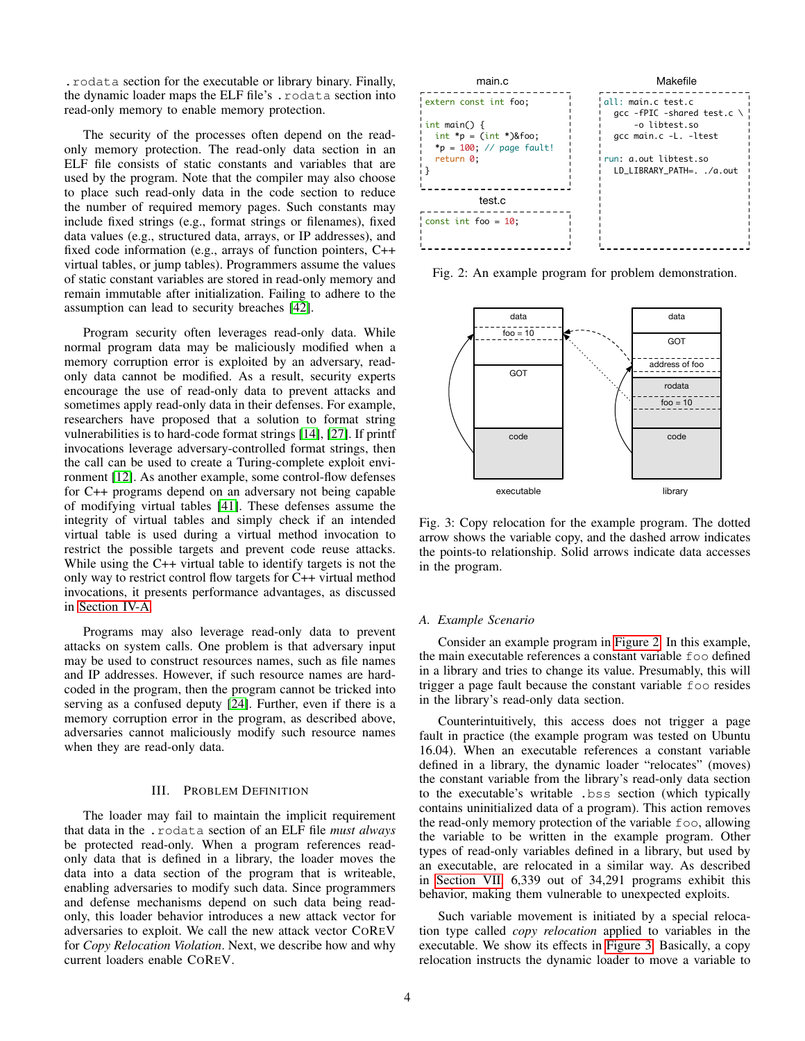.rodata section for the executable or library binary. Finally, the dynamic loader maps the ELF file's .rodata section into read-only memory to enable memory protection.

The security of the processes often depend on the read-only memory protection. The read-only data section in an ELF file consists of static constants and variables that are used by the program. Note that the compiler may also choose to place such read-only data in the code section to reduce the number of required memory pages. Such constants may include fixed strings (e.g., format strings or filenames), fixed data values (e.g., structured data, arrays, or IP addresses), and fixed code information (e.g., arrays of function pointers, C++ virtual tables, or jump tables). Programmers assume the values of static constant variables are stored in read-only memory and remain immutable after initialization. Failing to adhere to the assumption can lead to security breaches [42].

Program security often leverages read-only data. While normal program data may be maliciously modified when a memory corruption error is exploited by an adversary, read-only data cannot be modified. As a result, security experts encourage the use of read-only data to prevent attacks and sometimes apply read-only data in their defenses. For example, researchers have proposed that a solution to format string vulnerabilities is to hard-code format strings [14], [27]. If printf invocations leverage adversary-controlled format strings, then the call can be used to create a Turing-complete exploit environment [12]. As another example, some control-flow defenses for C++ programs depend on an adversary not being capable of modifying virtual tables [41]. These defenses assume the integrity of virtual tables and simply check if an intended virtual table is used during a virtual method invocation to restrict the possible targets and prevent code reuse attacks. While using the C++ virtual table to identify targets is not the only way to restrict control flow targets for C++ virtual method invocations, it presents performance advantages, as discussed in Section IV-A.

Programs may also leverage read-only data to prevent attacks on system calls. One problem is that adversary input may be used to construct resources names, such as file names and IP addresses. However, if such resource names are hard-coded in the program, then the program cannot be tricked into serving as a confused deputy [24]. Further, even if there is a memory corruption error in the program, as described above, adversaries cannot maliciously modify such resource names when they are read-only data.

## III. Problem Definition

The loader may fail to maintain the implicit requirement that data in the .rodata section of an ELF file *must always* be protected read-only. When a program references read-only data that is defined in a library, the loader moves the data into a data section of the program that is writeable, enabling adversaries to modify such data. Since programmers and defense mechanisms depend on such data being read-only, this loader behavior introduces a new attack vector for adversaries to exploit. We call the new attack vector COREV for *Copy Relocation Violation*. Next, we describe how and why current loaders enable COREV.

main.c

```c
extern const int foo;

int main() {
  int *p = (int *)&foo;
  *p = 100; // page fault!
  return 0;
}
```

test.c

```c
const int foo = 10;
```

Makefile

```makefile
all: main.c test.c
	gcc -fPIC -shared test.c \
		-o libtest.so
	gcc main.c -L. -ltest

run: a.out libtest.so
	LD_LIBRARY_PATH=. ./a.out
```

Fig. 2: An example program for problem demonstration.

Fig. 3: Copy relocation for the example program. The dotted arrow shows the variable copy, and the dashed arrow indicates the points-to relationship. Solid arrows indicate data accesses in the program.

### A. Example Scenario

Consider an example program in Figure 2. In this example, the main executable references a constant variable foo defined in a library and tries to change its value. Presumably, this will trigger a page fault because the constant variable foo resides in the library's read-only data section.

Counterintuitively, this access does not trigger a page fault in practice (the example program was tested on Ubuntu 16.04). When an executable references a constant variable defined in a library, the dynamic loader "relocates" (moves) the constant variable from the library's read-only data section to the executable's writable .bss section (which typically contains uninitialized data of a program). This action removes the read-only memory protection of the variable foo, allowing the variable to be written in the example program. Other types of read-only variables defined in a library, but used by an executable, are relocated in a similar way. As described in Section VII, 6,339 out of 34,291 programs exhibit this behavior, making them vulnerable to unexpected exploits.

Such variable movement is initiated by a special relocation type called *copy relocation* applied to variables in the executable. We show its effects in Figure 3. Basically, a copy relocation instructs the dynamic loader to move a variable to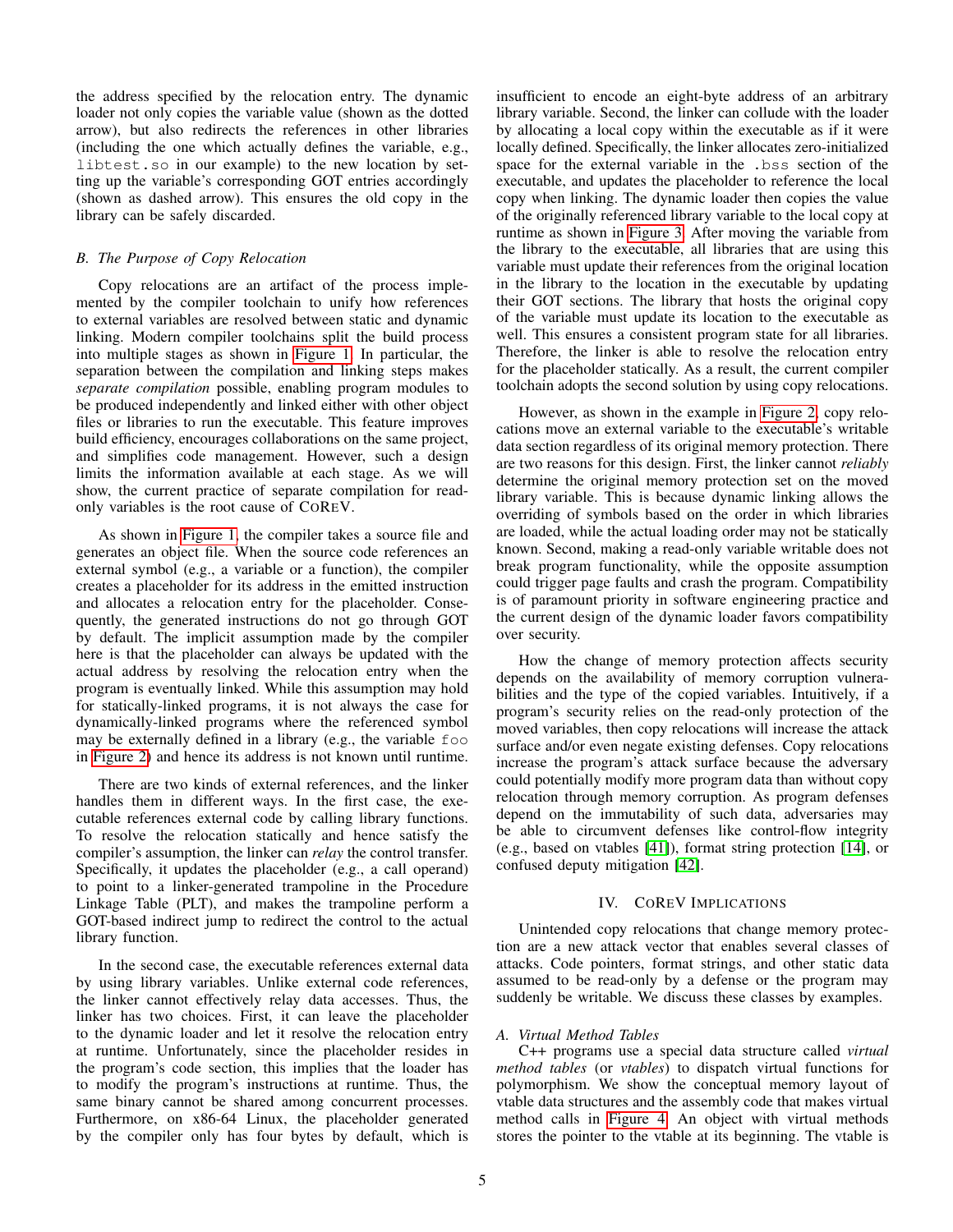the address specified by the relocation entry. The dynamic loader not only copies the variable value (shown as the dotted arrow), but also redirects the references in other libraries (including the one which actually defines the variable, e.g., `libtest.so` in our example) to the new location by setting up the variable's corresponding GOT entries accordingly (shown as dashed arrow). This ensures the old copy in the library can be safely discarded.

### B. The Purpose of Copy Relocation

Copy relocations are an artifact of the process implemented by the compiler toolchain to unify how references to external variables are resolved between static and dynamic linking. Modern compiler toolchains split the build process into multiple stages as shown in Figure 1. In particular, the separation between the compilation and linking steps makes *separate compilation* possible, enabling program modules to be produced independently and linked either with other object files or libraries to run the executable. This feature improves build efficiency, encourages collaborations on the same project, and simplifies code management. However, such a design limits the information available at each stage. As we will show, the current practice of separate compilation for read-only variables is the root cause of COREV.

As shown in Figure 1, the compiler takes a source file and generates an object file. When the source code references an external symbol (e.g., a variable or a function), the compiler creates a placeholder for its address in the emitted instruction and allocates a relocation entry for the placeholder. Consequently, the generated instructions do not go through GOT by default. The implicit assumption made by the compiler here is that the placeholder can always be updated with the actual address by resolving the relocation entry when the program is eventually linked. While this assumption may hold for statically-linked programs, it is not always the case for dynamically-linked programs where the referenced symbol may be externally defined in a library (e.g., the variable `foo` in Figure 2) and hence its address is not known until runtime.

There are two kinds of external references, and the linker handles them in different ways. In the first case, the executable references external code by calling library functions. To resolve the relocation statically and hence satisfy the compiler's assumption, the linker can *relay* the control transfer. Specifically, it updates the placeholder (e.g., a call operand) to point to a linker-generated trampoline in the Procedure Linkage Table (PLT), and makes the trampoline perform a GOT-based indirect jump to redirect the control to the actual library function.

In the second case, the executable references external data by using library variables. Unlike external code references, the linker cannot effectively relay data accesses. Thus, the linker has two choices. First, it can leave the placeholder to the dynamic loader and let it resolve the relocation entry at runtime. Unfortunately, since the placeholder resides in the program's code section, this implies that the loader has to modify the program's instructions at runtime. Thus, the same binary cannot be shared among concurrent processes. Furthermore, on x86-64 Linux, the placeholder generated by the compiler only has four bytes by default, which is insufficient to encode an eight-byte address of an arbitrary library variable. Second, the linker can collude with the loader by allocating a local copy within the executable as if it were locally defined. Specifically, the linker allocates zero-initialized space for the external variable in the `.bss` section of the executable, and updates the placeholder to reference the local copy when linking. The dynamic loader then copies the value of the originally referenced library variable to the local copy at runtime as shown in Figure 3. After moving the variable from the library to the executable, all libraries that are using this variable must update their references from the original location in the library to the location in the executable by updating their GOT sections. The library that hosts the original copy of the variable must update its location to the executable as well. This ensures a consistent program state for all libraries. Therefore, the linker is able to resolve the relocation entry for the placeholder statically. As a result, the current compiler toolchain adopts the second solution by using copy relocations.

However, as shown in the example in Figure 2, copy relocations move an external variable to the executable's writable data section regardless of its original memory protection. There are two reasons for this design. First, the linker cannot *reliably* determine the original memory protection set on the moved library variable. This is because dynamic linking allows the overriding of symbols based on the order in which libraries are loaded, while the actual loading order may not be statically known. Second, making a read-only variable writable does not break program functionality, while the opposite assumption could trigger page faults and crash the program. Compatibility is of paramount priority in software engineering practice and the current design of the dynamic loader favors compatibility over security.

How the change of memory protection affects security depends on the availability of memory corruption vulnerabilities and the type of the copied variables. Intuitively, if a program's security relies on the read-only protection of the moved variables, then copy relocations will increase the attack surface and/or even negate existing defenses. Copy relocations increase the program's attack surface because the adversary could potentially modify more program data than without copy relocation through memory corruption. As program defenses depend on the immutability of such data, adversaries may be able to circumvent defenses like control-flow integrity (e.g., based on vtables [41]), format string protection [14], or confused deputy mitigation [42].

## IV. COREV IMPLICATIONS

Unintended copy relocations that change memory protection are a new attack vector that enables several classes of attacks. Code pointers, format strings, and other static data assumed to be read-only by a defense or the program may suddenly be writable. We discuss these classes by examples.

### A. Virtual Method Tables

C++ programs use a special data structure called *virtual method tables* (or *vtables*) to dispatch virtual functions for polymorphism. We show the conceptual memory layout of vtable data structures and the assembly code that makes virtual method calls in Figure 4. An object with virtual methods stores the pointer to the vtable at its beginning. The vtable is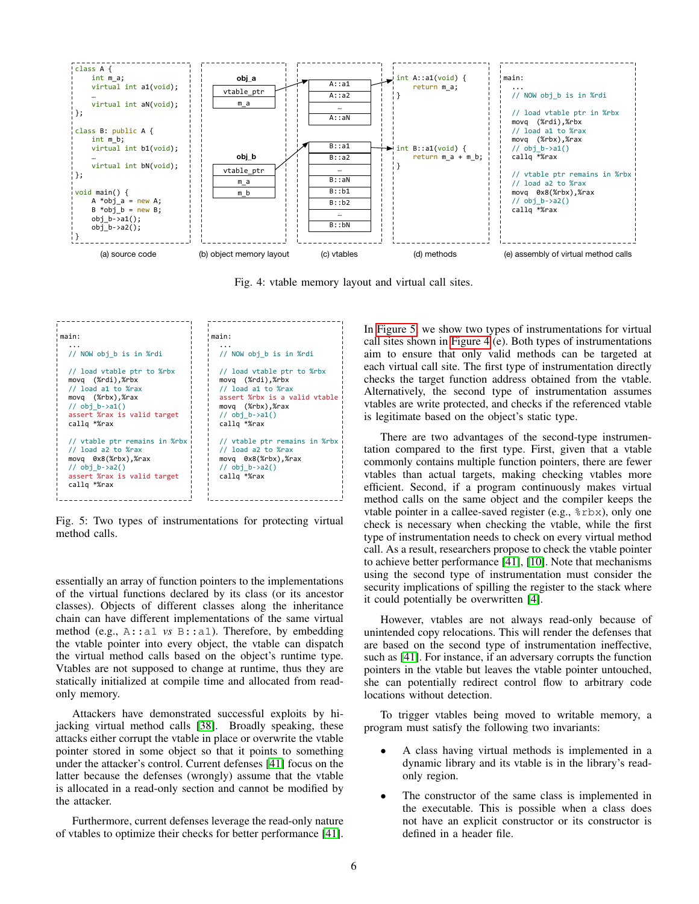```
class A {
    int m_a;
    virtual int a1(void);
    …
    virtual int aN(void);
};

class B: public A {
    int m_b;
    virtual int b1(void);
    …
    virtual int bN(void);
};

void main() {
    A *obj_a = new A;
    B *obj_b = new B;
    obj_b->a1();
    obj_b->a2();
}
```

(a) source code

```
obj_a
vtable_ptr
m_a

obj_b
vtable_ptr
m_a
m_b
```

(b) object memory layout

```
A::a1
A::a2
…
A::aN

B::a1
B::a2
…
B::aN
B::b1
B::b2
…
B::bN
```

(c) vtables

```
int A::a1(void) {
    return m_a;
}

int B::a1(void) {
    return m_a + m_b;
}
```

(d) methods

```
main:
  ...
  // NOW obj_b is in %rdi

  // load vtable ptr in %rbx
  movq  (%rdi),%rbx
  // load a1 to %rax
  movq  (%rbx),%rax
  // obj_b->a1()
  callq *%rax

  // vtable ptr remains in %rbx
  // load a2 to %rax
  movq  0x8(%rbx),%rax
  // obj_b->a2()
  callq *%rax
```

(e) assembly of virtual method calls

Fig. 4: vtable memory layout and virtual call sites.

```
main:
  ...
  // NOW obj_b is in %rdi

  // load vtable ptr to %rbx
  movq  (%rdi),%rbx
  // load a1 to %rax
  movq  (%rbx),%rax
  // obj_b->a1()
  assert %rax is valid target
  callq *%rax

  // vtable ptr remains in %rbx
  // load a2 to %rax
  movq  0x8(%rbx),%rax
  // obj_b->a2()
  assert %rax is valid target
  callq *%rax
```

```
main:
  ...
  // NOW obj_b is in %rdi

  // load vtable ptr to %rbx
  movq  (%rdi),%rbx
  // load a1 to %rax
  assert %rbx is a valid vtable
  movq  (%rbx),%rax
  // obj_b->a1()
  callq *%rax

  // vtable ptr remains in %rbx
  // load a2 to %rax
  movq  0x8(%rbx),%rax
  // obj_b->a2()
  callq *%rax
```

Fig. 5: Two types of instrumentations for protecting virtual method calls.

essentially an array of function pointers to the implementations of the virtual functions declared by its class (or its ancestor classes). Objects of different classes along the inheritance chain can have different implementations of the same virtual method (e.g., `A::a1` *vs* `B::a1`). Therefore, by embedding the vtable pointer into every object, the vtable can dispatch the virtual method calls based on the object's runtime type. Vtables are not supposed to change at runtime, thus they are statically initialized at compile time and allocated from read-only memory.

Attackers have demonstrated successful exploits by hijacking virtual method calls [38]. Broadly speaking, these attacks either corrupt the vtable in place or overwrite the vtable pointer stored in some object so that it points to something under the attacker's control. Current defenses [41] focus on the latter because the defenses (wrongly) assume that the vtable is allocated in a read-only section and cannot be modified by the attacker.

Furthermore, current defenses leverage the read-only nature of vtables to optimize their checks for better performance [41]. In Figure 5, we show two types of instrumentations for virtual call sites shown in Figure 4 (e). Both types of instrumentations aim to ensure that only valid methods can be targeted at each virtual call site. The first type of instrumentation directly checks the target function address obtained from the vtable. Alternatively, the second type of instrumentation assumes vtables are write protected, and checks if the referenced vtable is legitimate based on the object's static type.

There are two advantages of the second-type instrumentation compared to the first type. First, given that a vtable commonly contains multiple function pointers, there are fewer vtables than actual targets, making checking vtables more efficient. Second, if a program continuously makes virtual method calls on the same object and the compiler keeps the vtable pointer in a callee-saved register (e.g., `%rbx`), only one check is necessary when checking the vtable, while the first type of instrumentation needs to check on every virtual method call. As a result, researchers propose to check the vtable pointer to achieve better performance [41], [10]. Note that mechanisms using the second type of instrumentation must consider the security implications of spilling the register to the stack where it could potentially be overwritten [4].

However, vtables are not always read-only because of unintended copy relocations. This will render the defenses that are based on the second type of instrumentation ineffective, such as [41]. For instance, if an adversary corrupts the function pointers in the vtable but leaves the vtable pointer untouched, she can potentially redirect control flow to arbitrary code locations without detection.

To trigger vtables being moved to writable memory, a program must satisfy the following two invariants:

- A class having virtual methods is implemented in a dynamic library and its vtable is in the library's read-only region.
- The constructor of the same class is implemented in the executable. This is possible when a class does not have an explicit constructor or its constructor is defined in a header file.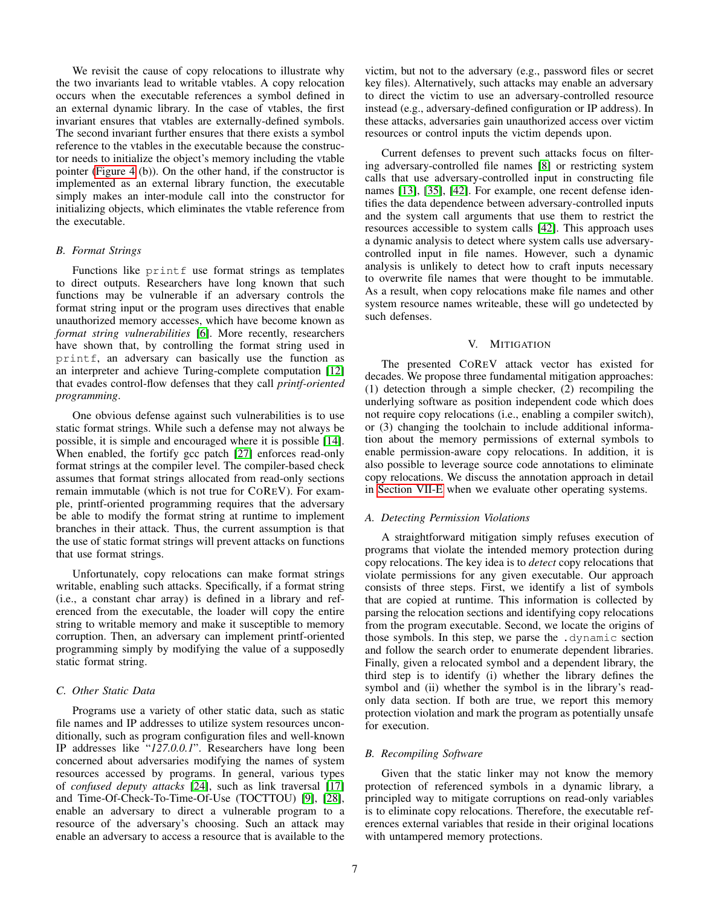We revisit the cause of copy relocations to illustrate why the two invariants lead to writable vtables. A copy relocation occurs when the executable references a symbol defined in an external dynamic library. In the case of vtables, the first invariant ensures that vtables are externally-defined symbols. The second invariant further ensures that there exists a symbol reference to the vtables in the executable because the constructor needs to initialize the object's memory including the vtable pointer (Figure 4 (b)). On the other hand, if the constructor is implemented as an external library function, the executable simply makes an inter-module call into the constructor for initializing objects, which eliminates the vtable reference from the executable.

### B. Format Strings

Functions like `printf` use format strings as templates to direct outputs. Researchers have long known that such functions may be vulnerable if an adversary controls the format string input or the program uses directives that enable unauthorized memory accesses, which have become known as *format string vulnerabilities* [6]. More recently, researchers have shown that, by controlling the format string used in `printf`, an adversary can basically use the function as an interpreter and achieve Turing-complete computation [12] that evades control-flow defenses that they call *printf-oriented programming*.

One obvious defense against such vulnerabilities is to use static format strings. While such a defense may not always be possible, it is simple and encouraged where it is possible [14]. When enabled, the fortify gcc patch [27] enforces read-only format strings at the compiler level. The compiler-based check assumes that format strings allocated from read-only sections remain immutable (which is not true for COREV). For example, printf-oriented programming requires that the adversary be able to modify the format string at runtime to implement branches in their attack. Thus, the current assumption is that the use of static format strings will prevent attacks on functions that use format strings.

Unfortunately, copy relocations can make format strings writable, enabling such attacks. Specifically, if a format string (i.e., a constant char array) is defined in a library and referenced from the executable, the loader will copy the entire string to writable memory and make it susceptible to memory corruption. Then, an adversary can implement printf-oriented programming simply by modifying the value of a supposedly static format string.

### C. Other Static Data

Programs use a variety of other static data, such as static file names and IP addresses to utilize system resources unconditionally, such as program configuration files and well-known IP addresses like "*127.0.0.1*". Researchers have long been concerned about adversaries modifying the names of system resources accessed by programs. In general, various types of *confused deputy attacks* [24], such as link traversal [17] and Time-Of-Check-To-Time-Of-Use (TOCTTOU) [9], [28], enable an adversary to direct a vulnerable program to a resource of the adversary's choosing. Such an attack may enable an adversary to access a resource that is available to the victim, but not to the adversary (e.g., password files or secret key files). Alternatively, such attacks may enable an adversary to direct the victim to use an adversary-controlled resource instead (e.g., adversary-defined configuration or IP address). In these attacks, adversaries gain unauthorized access over victim resources or control inputs the victim depends upon.

Current defenses to prevent such attacks focus on filtering adversary-controlled file names [8] or restricting system calls that use adversary-controlled input in constructing file names [13], [35], [42]. For example, one recent defense identifies the data dependence between adversary-controlled inputs and the system call arguments that use them to restrict the resources accessible to system calls [42]. This approach uses a dynamic analysis to detect where system calls use adversary-controlled input in file names. However, such a dynamic analysis is unlikely to detect how to craft inputs necessary to overwrite file names that were thought to be immutable. As a result, when copy relocations make file names and other system resource names writeable, these will go undetected by such defenses.

## V. MITIGATION

The presented COREV attack vector has existed for decades. We propose three fundamental mitigation approaches: (1) detection through a simple checker, (2) recompiling the underlying software as position independent code which does not require copy relocations (i.e., enabling a compiler switch), or (3) changing the toolchain to include additional information about the memory permissions of external symbols to enable permission-aware copy relocations. In addition, it is also possible to leverage source code annotations to eliminate copy relocations. We discuss the annotation approach in detail in Section VII-E when we evaluate other operating systems.

### A. Detecting Permission Violations

A straightforward mitigation simply refuses execution of programs that violate the intended memory protection during copy relocations. The key idea is to *detect* copy relocations that violate permissions for any given executable. Our approach consists of three steps. First, we identify a list of symbols that are copied at runtime. This information is collected by parsing the relocation sections and identifying copy relocations from the program executable. Second, we locate the origins of those symbols. In this step, we parse the `.dynamic` section and follow the search order to enumerate dependent libraries. Finally, given a relocated symbol and a dependent library, the third step is to identify (i) whether the library defines the symbol and (ii) whether the symbol is in the library's read-only data section. If both are true, we report this memory protection violation and mark the program as potentially unsafe for execution.

### B. Recompiling Software

Given that the static linker may not know the memory protection of referenced symbols in a dynamic library, a principled way to mitigate corruptions on read-only variables is to eliminate copy relocations. Therefore, the executable references external variables that reside in their original locations with untampered memory protections.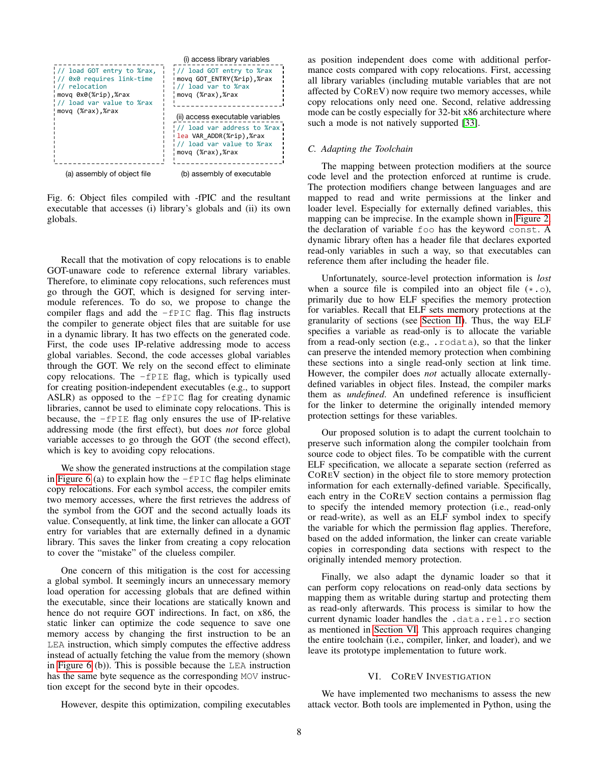(a) assembly of object file

```
// load GOT entry to %rax,
// 0x0 requires link-time
// relocation
movq 0x0(%rip),%rax
// load var value to %rax
movq (%rax),%rax
```

(b) assembly of executable

(i) access library variables

```
// load GOT entry to %rax
movq GOT_ENTRY(%rip),%rax
// load var to %rax
movq (%rax),%rax
```

(ii) access executable variables

```
// load var address to %rax
lea VAR_ADDR(%rip),%rax
// load var value to %rax
movq (%rax),%rax
```

Fig. 6: Object files compiled with -fPIC and the resultant executable that accesses (i) library's globals and (ii) its own globals.

Recall that the motivation of copy relocations is to enable GOT-unaware code to reference external library variables. Therefore, to eliminate copy relocations, such references must go through the GOT, which is designed for serving inter-module references. To do so, we propose to change the compiler flags and add the `-fPIC` flag. This flag instructs the compiler to generate object files that are suitable for use in a dynamic library. It has two effects on the generated code. First, the code uses IP-relative addressing mode to access global variables. Second, the code accesses global variables through the GOT. We rely on the second effect to eliminate copy relocations. The `-fPIE` flag, which is typically used for creating position-independent executables (e.g., to support ASLR) as opposed to the `-fPIC` flag for creating dynamic libraries, cannot be used to eliminate copy relocations. This is because, the `-fPIE` flag only ensures the use of IP-relative addressing mode (the first effect), but does *not* force global variable accesses to go through the GOT (the second effect), which is key to avoiding copy relocations.

We show the generated instructions at the compilation stage in Figure 6 (a) to explain how the `-fPIC` flag helps eliminate copy relocations. For each symbol access, the compiler emits two memory accesses, where the first retrieves the address of the symbol from the GOT and the second actually loads its value. Consequently, at link time, the linker can allocate a GOT entry for variables that are externally defined in a dynamic library. This saves the linker from creating a copy relocation to cover the "mistake" of the clueless compiler.

One concern of this mitigation is the cost for accessing a global symbol. It seemingly incurs an unnecessary memory load operation for accessing globals that are defined within the executable, since their locations are statically known and hence do not require GOT indirections. In fact, on x86, the static linker can optimize the code sequence to save one memory access by changing the first instruction to be an `LEA` instruction, which simply computes the effective address instead of actually fetching the value from the memory (shown in Figure 6 (b)). This is possible because the `LEA` instruction has the same byte sequence as the corresponding `MOV` instruction except for the second byte in their opcodes.

However, despite this optimization, compiling executables as position independent does come with additional performance costs compared with copy relocations. First, accessing all library variables (including mutable variables that are not affected by COREV) now require two memory accesses, while copy relocations only need one. Second, relative addressing mode can be costly especially for 32-bit x86 architecture where such a mode is not natively supported [33].

### C. Adapting the Toolchain

The mapping between protection modifiers at the source code level and the protection enforced at runtime is crude. The protection modifiers change between languages and are mapped to read and write permissions at the linker and loader level. Especially for externally defined variables, this mapping can be imprecise. In the example shown in Figure 2, the declaration of variable `foo` has the keyword `const`. A dynamic library often has a header file that declares exported read-only variables in such a way, so that executables can reference them after including the header file.

Unfortunately, source-level protection information is *lost* when a source file is compiled into an object file (`*.o`), primarily due to how ELF specifies the memory protection for variables. Recall that ELF sets memory protections at the granularity of sections (see Section II). Thus, the way ELF specifies a variable as read-only is to allocate the variable from a read-only section (e.g., `.rodata`), so that the linker can preserve the intended memory protection when combining these sections into a single read-only section at link time. However, the compiler does *not* actually allocate externally-defined variables in object files. Instead, the compiler marks them as *undefined*. An undefined reference is insufficient for the linker to determine the originally intended memory protection settings for these variables.

Our proposed solution is to adapt the current toolchain to preserve such information along the compiler toolchain from source code to object files. To be compatible with the current ELF specification, we allocate a separate section (referred as COREV section) in the object file to store memory protection information for each externally-defined variable. Specifically, each entry in the COREV section contains a permission flag to specify the intended memory protection (i.e., read-only or read-write), as well as an ELF symbol index to specify the variable for which the permission flag applies. Therefore, based on the added information, the linker can create variable copies in corresponding data sections with respect to the originally intended memory protection.

Finally, we also adapt the dynamic loader so that it can perform copy relocations on read-only data sections by mapping them as writable during startup and protecting them as read-only afterwards. This process is similar to how the current dynamic loader handles the `.data.rel.ro` section as mentioned in Section VI. This approach requires changing the entire toolchain (i.e., compiler, linker, and loader), and we leave its prototype implementation to future work.

## VI. COREV Investigation

We have implemented two mechanisms to assess the new attack vector. Both tools are implemented in Python, using the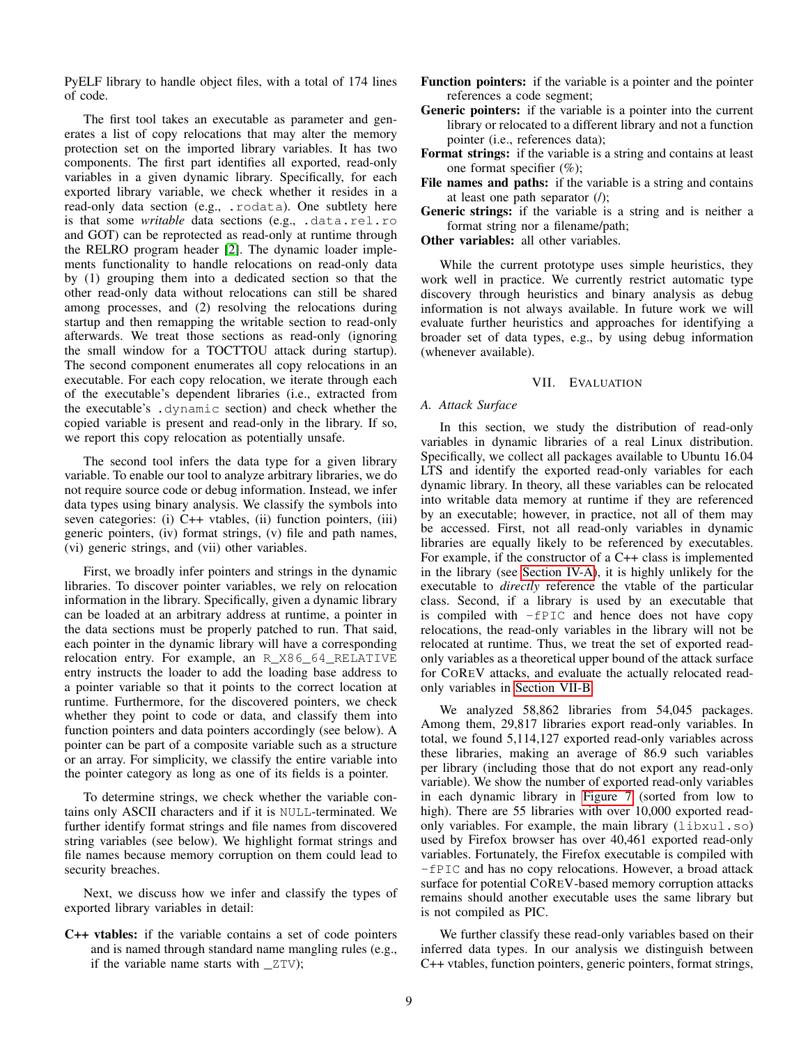PyELF library to handle object files, with a total of 174 lines of code.

The first tool takes an executable as parameter and generates a list of copy relocations that may alter the memory protection set on the imported library variables. It has two components. The first part identifies all exported, read-only variables in a given dynamic library. Specifically, for each exported library variable, we check whether it resides in a read-only data section (e.g., `.rodata`). One subtlety here is that some *writable* data sections (e.g., `.data.rel.ro` and GOT) can be reprotected as read-only at runtime through the RELRO program header [2]. The dynamic loader implements functionality to handle relocations on read-only data by (1) grouping them into a dedicated section so that the other read-only data without relocations can still be shared among processes, and (2) resolving the relocations during startup and then remapping the writable section to read-only afterwards. We treat those sections as read-only (ignoring the small window for a TOCTTOU attack during startup). The second component enumerates all copy relocations in an executable. For each copy relocation, we iterate through each of the executable's dependent libraries (i.e., extracted from the executable's `.dynamic` section) and check whether the copied variable is present and read-only in the library. If so, we report this copy relocation as potentially unsafe.

The second tool infers the data type for a given library variable. To enable our tool to analyze arbitrary libraries, we do not require source code or debug information. Instead, we infer data types using binary analysis. We classify the symbols into seven categories: (i) C++ vtables, (ii) function pointers, (iii) generic pointers, (iv) format strings, (v) file and path names, (vi) generic strings, and (vii) other variables.

First, we broadly infer pointers and strings in the dynamic libraries. To discover pointer variables, we rely on relocation information in the library. Specifically, given a dynamic library can be loaded at an arbitrary address at runtime, a pointer in the data sections must be properly patched to run. That said, each pointer in the dynamic library will have a corresponding relocation entry. For example, an `R_X86_64_RELATIVE` entry instructs the loader to add the loading base address to a pointer variable so that it points to the correct location at runtime. Furthermore, for the discovered pointers, we check whether they point to code or data, and classify them into function pointers and data pointers accordingly (see below). A pointer can be part of a composite variable such as a structure or an array. For simplicity, we classify the entire variable into the pointer category as long as one of its fields is a pointer.

To determine strings, we check whether the variable contains only ASCII characters and if it is `NULL`-terminated. We further identify format strings and file names from discovered string variables (see below). We highlight format strings and file names because memory corruption on them could lead to security breaches.

Next, we discuss how we infer and classify the types of exported library variables in detail:

**C++ vtables:** if the variable contains a set of code pointers and is named through standard name mangling rules (e.g., if the variable name starts with `_ZTV`);

**Function pointers:** if the variable is a pointer and the pointer references a code segment;

**Generic pointers:** if the variable is a pointer into the current library or relocated to a different library and not a function pointer (i.e., references data);

**Format strings:** if the variable is a string and contains at least one format specifier (%);

**File names and paths:** if the variable is a string and contains at least one path separator (/);

**Generic strings:** if the variable is a string and is neither a format string nor a filename/path;

**Other variables:** all other variables.

While the current prototype uses simple heuristics, they work well in practice. We currently restrict automatic type discovery through heuristics and binary analysis as debug information is not always available. In future work we will evaluate further heuristics and approaches for identifying a broader set of data types, e.g., by using debug information (whenever available).

## VII. Evaluation

### A. Attack Surface

In this section, we study the distribution of read-only variables in dynamic libraries of a real Linux distribution. Specifically, we collect all packages available to Ubuntu 16.04 LTS and identify the exported read-only variables for each dynamic library. In theory, all these variables can be relocated into writable data memory at runtime if they are referenced by an executable; however, in practice, not all of them may be accessed. First, not all read-only variables in dynamic libraries are equally likely to be referenced by executables. For example, if the constructor of a C++ class is implemented in the library (see Section IV-A), it is highly unlikely for the executable to *directly* reference the vtable of the particular class. Second, if a library is used by an executable that is compiled with `-fPIC` and hence does not have copy relocations, the read-only variables in the library will not be relocated at runtime. Thus, we treat the set of exported read-only variables as a theoretical upper bound of the attack surface for COREV attacks, and evaluate the actually relocated read-only variables in Section VII-B.

We analyzed 58,862 libraries from 54,045 packages. Among them, 29,817 libraries export read-only variables. In total, we found 5,114,127 exported read-only variables across these libraries, making an average of 86.9 such variables per library (including those that do not export any read-only variable). We show the number of exported read-only variables in each dynamic library in Figure 7 (sorted from low to high). There are 55 libraries with over 10,000 exported read-only variables. For example, the main library (`libxul.so`) used by Firefox browser has over 40,461 exported read-only variables. Fortunately, the Firefox executable is compiled with `-fPIC` and has no copy relocations. However, a broad attack surface for potential COREV-based memory corruption attacks remains should another executable uses the same library but is not compiled as PIC.

We further classify these read-only variables based on their inferred data types. In our analysis we distinguish between C++ vtables, function pointers, generic pointers, format strings,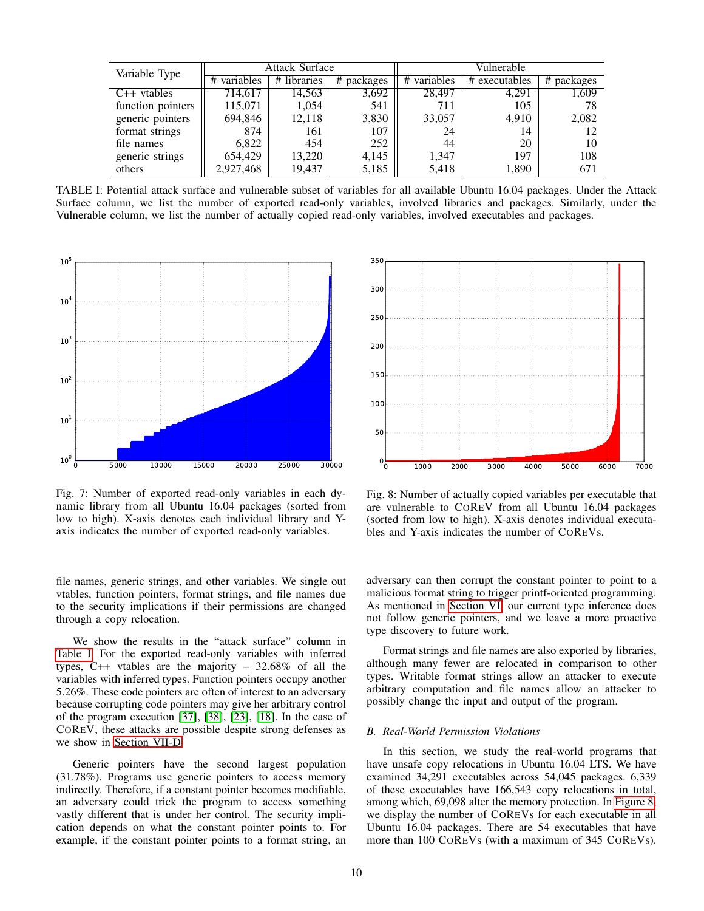| Variable Type | Attack Surface | | | Vulnerable | | |
|---|---|---|---|---|---|---|
| | # variables | # libraries | # packages | # variables | # executables | # packages |
| C++ vtables | 714,617 | 14,563 | 3,692 | 28,497 | 4,291 | 1,609 |
| function pointers | 115,071 | 1,054 | 541 | 711 | 105 | 78 |
| generic pointers | 694,846 | 12,118 | 3,830 | 33,057 | 4,910 | 2,082 |
| format strings | 874 | 161 | 107 | 24 | 14 | 12 |
| file names | 6,822 | 454 | 252 | 44 | 20 | 10 |
| generic strings | 654,429 | 13,220 | 4,145 | 1,347 | 197 | 108 |
| others | 2,927,468 | 19,437 | 5,185 | 5,418 | 1,890 | 671 |

TABLE I: Potential attack surface and vulnerable subset of variables for all available Ubuntu 16.04 packages. Under the Attack Surface column, we list the number of exported read-only variables, involved libraries and packages. Similarly, under the Vulnerable column, we list the number of actually copied read-only variables, involved executables and packages.

Fig. 7: Number of exported read-only variables in each dynamic library from all Ubuntu 16.04 packages (sorted from low to high). X-axis denotes each individual library and Y-axis indicates the number of exported read-only variables.

Fig. 8: Number of actually copied variables per executable that are vulnerable to COREV from all Ubuntu 16.04 packages (sorted from low to high). X-axis denotes individual executables and Y-axis indicates the number of COREVs.

file names, generic strings, and other variables. We single out vtables, function pointers, format strings, and file names due to the security implications if their permissions are changed through a copy relocation.

We show the results in the "attack surface" column in Table I. For the exported read-only variables with inferred types, C++ vtables are the majority – 32.68% of all the variables with inferred types. Function pointers occupy another 5.26%. These code pointers are often of interest to an adversary because corrupting code pointers may give her arbitrary control of the program execution [37], [38], [23], [18]. In the case of COREV, these attacks are possible despite strong defenses as we show in Section VII-D.

Generic pointers have the second largest population (31.78%). Programs use generic pointers to access memory indirectly. Therefore, if a constant pointer becomes modifiable, an adversary could trick the program to access something vastly different that is under her control. The security implication depends on what the constant pointer points to. For example, if the constant pointer points to a format string, an adversary can then corrupt the constant pointer to point to a malicious format string to trigger printf-oriented programming. As mentioned in Section VI, our current type inference does not follow generic pointers, and we leave a more proactive type discovery to future work.

Format strings and file names are also exported by libraries, although many fewer are relocated in comparison to other types. Writable format strings allow an attacker to execute arbitrary computation and file names allow an attacker to possibly change the input and output of the program.

### B. Real-World Permission Violations

In this section, we study the real-world programs that have unsafe copy relocations in Ubuntu 16.04 LTS. We have examined 34,291 executables across 54,045 packages. 6,339 of these executables have 166,543 copy relocations in total, among which, 69,098 alter the memory protection. In Figure 8, we display the number of COREVs for each executable in all Ubuntu 16.04 packages. There are 54 executables that have more than 100 COREVs (with a maximum of 345 COREVs).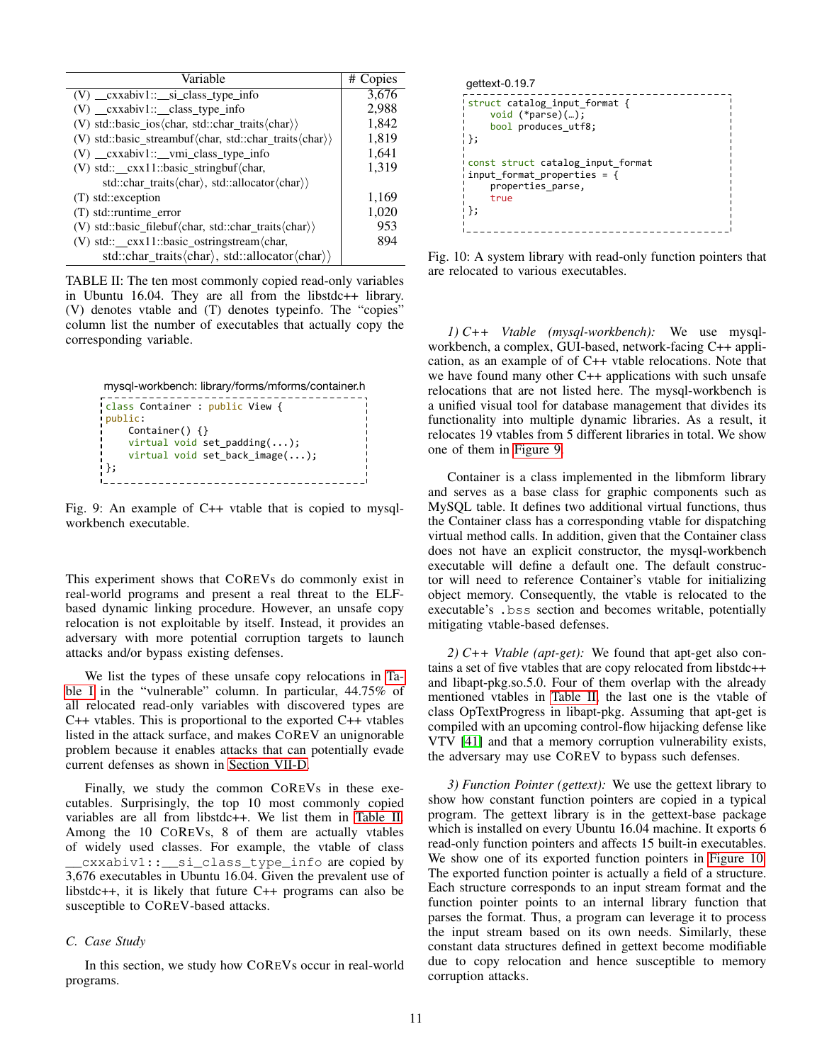| Variable | # Copies |
|---|---|
| (V) __cxxabiv1::__si_class_type_info | 3,676 |
| (V) __cxxabiv1::__class_type_info | 2,988 |
| (V) std::basic_ios⟨char, std::char_traits⟨char⟩⟩ | 1,842 |
| (V) std::basic_streambuf⟨char, std::char_traits⟨char⟩⟩ | 1,819 |
| (V) __cxxabiv1::__vmi_class_type_info | 1,641 |
| (V) std::__cxx11::basic_stringbuf⟨char, std::char_traits⟨char⟩, std::allocator⟨char⟩⟩ | 1,319 |
| (T) std::exception | 1,169 |
| (T) std::runtime_error | 1,020 |
| (V) std::basic_filebuf⟨char, std::char_traits⟨char⟩⟩ | 953 |
| (V) std::__cxx11::basic_ostringstream⟨char, std::char_traits⟨char⟩, std::allocator⟨char⟩⟩ | 894 |

TABLE II: The ten most commonly copied read-only variables in Ubuntu 16.04. They are all from the libstdc++ library. (V) denotes vtable and (T) denotes typeinfo. The "copies" column list the number of executables that actually copy the corresponding variable.

mysql-workbench: library/forms/mforms/container.h

```
class Container : public View {
public:
    Container() {}
    virtual void set_padding(...);
    virtual void set_back_image(...);
};
```

Fig. 9: An example of C++ vtable that is copied to mysql-workbench executable.

This experiment shows that COREVs do commonly exist in real-world programs and present a real threat to the ELF-based dynamic linking procedure. However, an unsafe copy relocation is not exploitable by itself. Instead, it provides an adversary with more potential corruption targets to launch attacks and/or bypass existing defenses.

We list the types of these unsafe copy relocations in Table I in the "vulnerable" column. In particular, 44.75% of all relocated read-only variables with discovered types are C++ vtables. This is proportional to the exported C++ vtables listed in the attack surface, and makes COREV an unignorable problem because it enables attacks that can potentially evade current defenses as shown in Section VII-D.

Finally, we study the common COREVs in these executables. Surprisingly, the top 10 most commonly copied variables are all from libstdc++. We list them in Table II. Among the 10 COREVs, 8 of them are actually vtables of widely used classes. For example, the vtable of class `__cxxabiv1::__si_class_type_info` are copied by 3,676 executables in Ubuntu 16.04. Given the prevalent use of libstdc++, it is likely that future C++ programs can also be susceptible to COREV-based attacks.

### C. Case Study

In this section, we study how COREVs occur in real-world programs.

gettext-0.19.7

```
struct catalog_input_format {
    void (*parse)(…);
    bool produces_utf8;
};

const struct catalog_input_format
input_format_properties = {
    properties_parse,
    true
};
```

Fig. 10: A system library with read-only function pointers that are relocated to various executables.

*1) C++ Vtable (mysql-workbench):* We use mysql-workbench, a complex, GUI-based, network-facing C++ application, as an example of of C++ vtable relocations. Note that we have found many other C++ applications with such unsafe relocations that are not listed here. The mysql-workbench is a unified visual tool for database management that divides its functionality into multiple dynamic libraries. As a result, it relocates 19 vtables from 5 different libraries in total. We show one of them in Figure 9.

Container is a class implemented in the libmform library and serves as a base class for graphic components such as MySQL table. It defines two additional virtual functions, thus the Container class has a corresponding vtable for dispatching virtual method calls. In addition, given that the Container class does not have an explicit constructor, the mysql-workbench executable will define a default one. The default constructor will need to reference Container's vtable for initializing object memory. Consequently, the vtable is relocated to the executable's `.bss` section and becomes writable, potentially mitigating vtable-based defenses.

*2) C++ Vtable (apt-get):* We found that apt-get also contains a set of five vtables that are copy relocated from libstdc++ and libapt-pkg.so.5.0. Four of them overlap with the already mentioned vtables in Table II, the last one is the vtable of class OpTextProgress in libapt-pkg. Assuming that apt-get is compiled with an upcoming control-flow hijacking defense like VTV [41] and that a memory corruption vulnerability exists, the adversary may use COREV to bypass such defenses.

*3) Function Pointer (gettext):* We use the gettext library to show how constant function pointers are copied in a typical program. The gettext library is in the gettext-base package which is installed on every Ubuntu 16.04 machine. It exports 6 read-only function pointers and affects 15 built-in executables. We show one of its exported function pointers in Figure 10. The exported function pointer is actually a field of a structure. Each structure corresponds to an input stream format and the function pointer points to an internal library function that parses the format. Thus, a program can leverage it to process the input stream based on its own needs. Similarly, these constant data structures defined in gettext become modifiable due to copy relocation and hence susceptible to memory corruption attacks.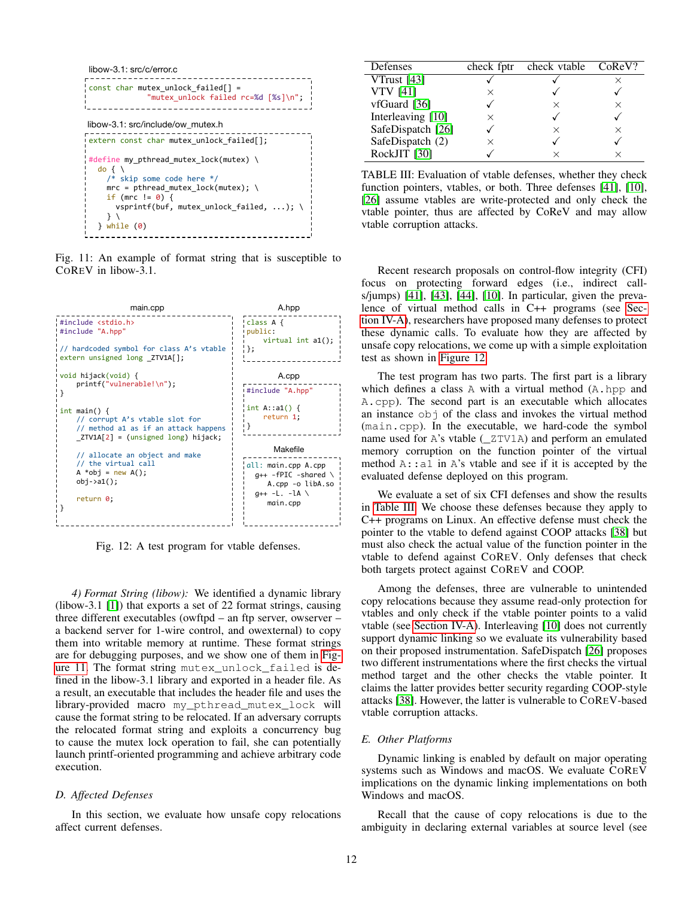libow-3.1: src/c/error.c

```
const char mutex_unlock_failed[] =
            "mutex_unlock failed rc=%d [%s]\n";
```

libow-3.1: src/include/ow_mutex.h

```
extern const char mutex_unlock_failed[];

#define my_pthread_mutex_lock(mutex) \
  do { \
    /* skip some code here */
    mrc = pthread_mutex_lock(mutex); \
    if (mrc != 0) {
      vsprintf(buf, mutex_unlock_failed, ...); \
    } \
  } while (0)
```

Fig. 11: An example of format string that is susceptible to CoREV in libow-3.1.

main.cpp

```
#include <stdio.h>
#include "A.hpp"

// hardcoded symbol for class A's vtable
extern unsigned long _ZTV1A[];

void hijack(void) {
    printf("vulnerable!\n");
}

int main() {
    // corrupt A's vtable slot for
    // method a1 as if an attack happens
    _ZTV1A[2] = (unsigned long) hijack;

    // allocate an object and make
    // the virtual call
    A *obj = new A();
    obj->a1();

    return 0;
}
```

A.hpp

```
class A {
public:
    virtual int a1();
};
```

A.cpp

```
#include "A.hpp"

int A::a1() {
    return 1;
}
```

Makefile

```
all: main.cpp A.cpp
  g++ -fPIC -shared \
    A.cpp -o libA.so
  g++ -L. -lA \
    main.cpp
```

Fig. 12: A test program for vtable defenses.

*4) Format String (libow):* We identified a dynamic library (libow-3.1 [1]) that exports a set of 22 format strings, causing three different executables (owftpd – an ftp server, owserver – a backend server for 1-wire control, and owexternal) to copy them into writable memory at runtime. These format strings are for debugging purposes, and we show one of them in Figure 11. The format string `mutex_unlock_failed` is defined in the libow-3.1 library and exported in a header file. As a result, an executable that includes the header file and uses the library-provided macro `my_pthread_mutex_lock` will cause the format string to be relocated. If an adversary corrupts the relocated format string and exploits a concurrency bug to cause the mutex lock operation to fail, she can potentially launch printf-oriented programming and achieve arbitrary code execution.

### D. Affected Defenses

In this section, we evaluate how unsafe copy relocations affect current defenses.

| Defenses | check fptr | check vtable | CoReV? |
|---|---|---|---|
| VTrust [43] | ✓ | ✓ | × |
| VTV [41] | × | ✓ | ✓ |
| vfGuard [36] | ✓ | × | × |
| Interleaving [10] | × | ✓ | ✓ |
| SafeDispatch [26] | ✓ | × | × |
| SafeDispatch (2) | × | ✓ | ✓ |
| RockJIT [30] | ✓ | × | × |

TABLE III: Evaluation of vtable defenses, whether they check function pointers, vtables, or both. Three defenses [41], [10], [26] assume vtables are write-protected and only check the vtable pointer, thus are affected by CoReV and may allow vtable corruption attacks.

Recent research proposals on control-flow integrity (CFI) focus on protecting forward edges (i.e., indirect calls/jumps) [41], [43], [44], [10]. In particular, given the prevalence of virtual method calls in C++ programs (see Section IV-A), researchers have proposed many defenses to protect these dynamic calls. To evaluate how they are affected by unsafe copy relocations, we come up with a simple exploitation test as shown in Figure 12.

The test program has two parts. The first part is a library which defines a class `A` with a virtual method (`A.hpp` and `A.cpp`). The second part is an executable which allocates an instance `obj` of the class and invokes the virtual method (`main.cpp`). In the executable, we hard-code the symbol name used for `A`'s vtable (`_ZTV1A`) and perform an emulated memory corruption on the function pointer of the virtual method `A::a1` in `A`'s vtable and see if it is accepted by the evaluated defense deployed on this program.

We evaluate a set of six CFI defenses and show the results in Table III. We choose these defenses because they apply to C++ programs on Linux. An effective defense must check the pointer to the vtable to defend against COOP attacks [38] but must also check the actual value of the function pointer in the vtable to defend against CoREV. Only defenses that check both targets protect against CoREV and COOP.

Among the defenses, three are vulnerable to unintended copy relocations because they assume read-only protection for vtables and only check if the vtable pointer points to a valid vtable (see Section IV-A). Interleaving [10] does not currently support dynamic linking so we evaluate its vulnerability based on their proposed instrumentation. SafeDispatch [26] proposes two different instrumentations where the first checks the virtual method target and the other checks the vtable pointer. It claims the latter provides better security regarding COOP-style attacks [38]. However, the latter is vulnerable to CoREV-based vtable corruption attacks.

### E. Other Platforms

Dynamic linking is enabled by default on major operating systems such as Windows and macOS. We evaluate CoREV implications on the dynamic linking implementations on both Windows and macOS.

Recall that the cause of copy relocations is due to the ambiguity in declaring external variables at source level (see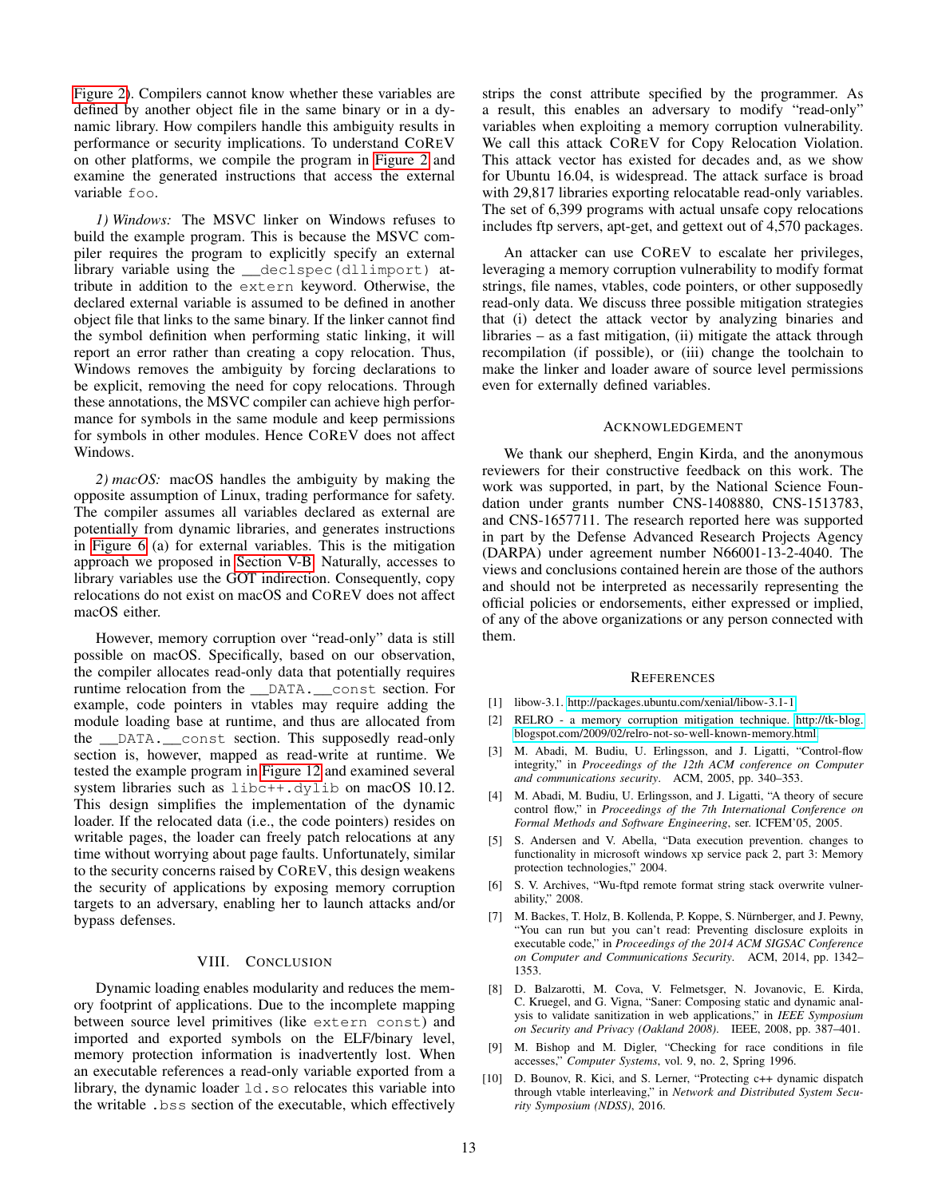Figure 2). Compilers cannot know whether these variables are defined by another object file in the same binary or in a dynamic library. How compilers handle this ambiguity results in performance or security implications. To understand COREV on other platforms, we compile the program in Figure 2 and examine the generated instructions that access the external variable `foo`.

*1) Windows:* The MSVC linker on Windows refuses to build the example program. This is because the MSVC compiler requires the program to explicitly specify an external library variable using the `__declspec(dllimport)` attribute in addition to the `extern` keyword. Otherwise, the declared external variable is assumed to be defined in another object file that links to the same binary. If the linker cannot find the symbol definition when performing static linking, it will report an error rather than creating a copy relocation. Thus, Windows removes the ambiguity by forcing declarations to be explicit, removing the need for copy relocations. Through these annotations, the MSVC compiler can achieve high performance for symbols in the same module and keep permissions for symbols in other modules. Hence COREV does not affect Windows.

*2) macOS:* macOS handles the ambiguity by making the opposite assumption of Linux, trading performance for safety. The compiler assumes all variables declared as external are potentially from dynamic libraries, and generates instructions in Figure 6 (a) for external variables. This is the mitigation approach we proposed in Section V-B. Naturally, accesses to library variables use the GOT indirection. Consequently, copy relocations do not exist on macOS and COREV does not affect macOS either.

However, memory corruption over "read-only" data is still possible on macOS. Specifically, based on our observation, the compiler allocates read-only data that potentially requires runtime relocation from the `__DATA.__const` section. For example, code pointers in vtables may require adding the module loading base at runtime, and thus are allocated from the `__DATA.__const` section. This supposedly read-only section is, however, mapped as read-write at runtime. We tested the example program in Figure 12 and examined several system libraries such as `libc++.dylib` on macOS 10.12. This design simplifies the implementation of the dynamic loader. If the relocated data (i.e., the code pointers) resides on writable pages, the loader can freely patch relocations at any time without worrying about page faults. Unfortunately, similar to the security concerns raised by COREV, this design weakens the security of applications by exposing memory corruption targets to an adversary, enabling her to launch attacks and/or bypass defenses.

## VIII. Conclusion

Dynamic loading enables modularity and reduces the memory footprint of applications. Due to the incomplete mapping between source level primitives (like `extern const`) and imported and exported symbols on the ELF/binary level, memory protection information is inadvertently lost. When an executable references a read-only variable exported from a library, the dynamic loader `ld.so` relocates this variable into the writable `.bss` section of the executable, which effectively strips the const attribute specified by the programmer. As a result, this enables an adversary to modify "read-only" variables when exploiting a memory corruption vulnerability. We call this attack COREV for Copy Relocation Violation. This attack vector has existed for decades and, as we show for Ubuntu 16.04, is widespread. The attack surface is broad with 29,817 libraries exporting relocatable read-only variables. The set of 6,399 programs with actual unsafe copy relocations includes ftp servers, apt-get, and gettext out of 4,570 packages.

An attacker can use COREV to escalate her privileges, leveraging a memory corruption vulnerability to modify format strings, file names, vtables, code pointers, or other supposedly read-only data. We discuss three possible mitigation strategies that (i) detect the attack vector by analyzing binaries and libraries – as a fast mitigation, (ii) mitigate the attack through recompilation (if possible), or (iii) change the toolchain to make the linker and loader aware of source level permissions even for externally defined variables.

## Acknowledgement

We thank our shepherd, Engin Kirda, and the anonymous reviewers for their constructive feedback on this work. The work was supported, in part, by the National Science Foundation under grants number CNS-1408880, CNS-1513783, and CNS-1657711. The research reported here was supported in part by the Defense Advanced Research Projects Agency (DARPA) under agreement number N66001-13-2-4040. The views and conclusions contained herein are those of the authors and should not be interpreted as necessarily representing the official policies or endorsements, either expressed or implied, of any of the above organizations or any person connected with them.

## References

[1] libow-3.1. http://packages.ubuntu.com/xenial/libow-3.1-1.

[2] RELRO - a memory corruption mitigation technique. http://tk-blog.blogspot.com/2009/02/relro-not-so-well-known-memory.html.

[3] M. Abadi, M. Budiu, U. Erlingsson, and J. Ligatti, "Control-flow integrity," in *Proceedings of the 12th ACM conference on Computer and communications security*. ACM, 2005, pp. 340–353.

[4] M. Abadi, M. Budiu, U. Erlingsson, and J. Ligatti, "A theory of secure control flow," in *Proceedings of the 7th International Conference on Formal Methods and Software Engineering*, ser. ICFEM'05, 2005.

[5] S. Andersen and V. Abella, "Data execution prevention. changes to functionality in microsoft windows xp service pack 2, part 3: Memory protection technologies," 2004.

[6] S. V. Archives, "Wu-ftpd remote format string stack overwrite vulnerability," 2008.

[7] M. Backes, T. Holz, B. Kollenda, P. Koppe, S. Nürnberger, and J. Pewny, "You can run but you can't read: Preventing disclosure exploits in executable code," in *Proceedings of the 2014 ACM SIGSAC Conference on Computer and Communications Security*. ACM, 2014, pp. 1342–1353.

[8] D. Balzarotti, M. Cova, V. Felmetsger, N. Jovanovic, E. Kirda, C. Kruegel, and G. Vigna, "Saner: Composing static and dynamic analysis to validate sanitization in web applications," in *IEEE Symposium on Security and Privacy (Oakland 2008)*. IEEE, 2008, pp. 387–401.

[9] M. Bishop and M. Digler, "Checking for race conditions in file accesses," *Computer Systems*, vol. 9, no. 2, Spring 1996.

[10] D. Bounov, R. Kici, and S. Lerner, "Protecting c++ dynamic dispatch through vtable interleaving," in *Network and Distributed System Security Symposium (NDSS)*, 2016.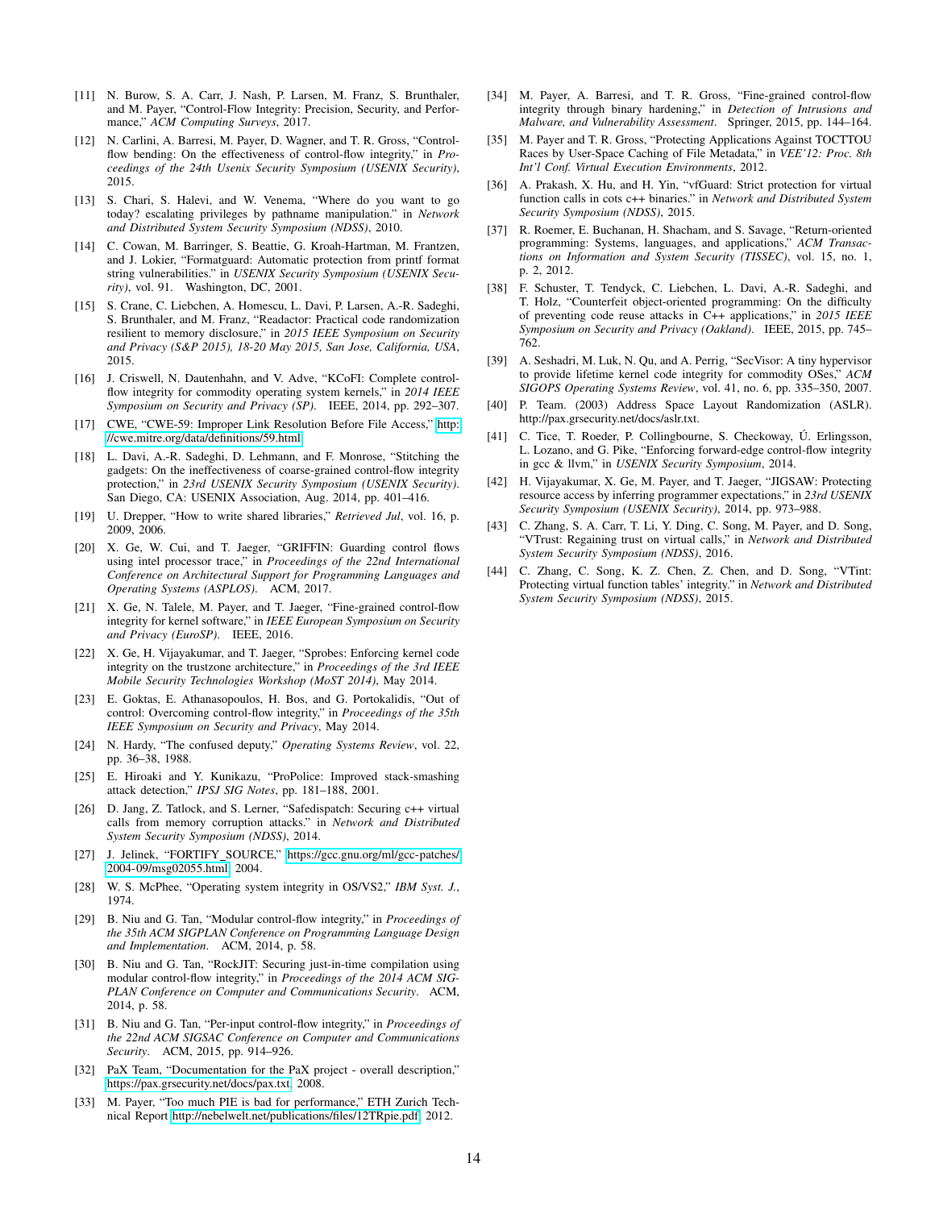[11] N. Burow, S. A. Carr, J. Nash, P. Larsen, M. Franz, S. Brunthaler, and M. Payer, "Control-Flow Integrity: Precision, Security, and Performance," *ACM Computing Surveys*, 2017.

[12] N. Carlini, A. Barresi, M. Payer, D. Wagner, and T. R. Gross, "Control-flow bending: On the effectiveness of control-flow integrity," in *Proceedings of the 24th Usenix Security Symposium (USENIX Security)*, 2015.

[13] S. Chari, S. Halevi, and W. Venema, "Where do you want to go today? escalating privileges by pathname manipulation." in *Network and Distributed System Security Symposium (NDSS)*, 2010.

[14] C. Cowan, M. Barringer, S. Beattie, G. Kroah-Hartman, M. Frantzen, and J. Lokier, "Formatguard: Automatic protection from printf format string vulnerabilities." in *USENIX Security Symposium (USENIX Security)*, vol. 91. Washington, DC, 2001.

[15] S. Crane, C. Liebchen, A. Homescu, L. Davi, P. Larsen, A.-R. Sadeghi, S. Brunthaler, and M. Franz, "Readactor: Practical code randomization resilient to memory disclosure," in *2015 IEEE Symposium on Security and Privacy (S&P 2015), 18-20 May 2015, San Jose, California, USA*, 2015.

[16] J. Criswell, N. Dautenhahn, and V. Adve, "KCoFI: Complete control-flow integrity for commodity operating system kernels," in *2014 IEEE Symposium on Security and Privacy (SP)*. IEEE, 2014, pp. 292–307.

[17] CWE, "CWE-59: Improper Link Resolution Before File Access," http://cwe.mitre.org/data/definitions/59.html.

[18] L. Davi, A.-R. Sadeghi, D. Lehmann, and F. Monrose, "Stitching the gadgets: On the ineffectiveness of coarse-grained control-flow integrity protection," in *23rd USENIX Security Symposium (USENIX Security)*. San Diego, CA: USENIX Association, Aug. 2014, pp. 401–416.

[19] U. Drepper, "How to write shared libraries," *Retrieved Jul*, vol. 16, p. 2009, 2006.

[20] X. Ge, W. Cui, and T. Jaeger, "GRIFFIN: Guarding control flows using intel processor trace," in *Proceedings of the 22nd International Conference on Architectural Support for Programming Languages and Operating Systems (ASPLOS)*. ACM, 2017.

[21] X. Ge, N. Talele, M. Payer, and T. Jaeger, "Fine-grained control-flow integrity for kernel software," in *IEEE European Symposium on Security and Privacy (EuroSP)*. IEEE, 2016.

[22] X. Ge, H. Vijayakumar, and T. Jaeger, "Sprobes: Enforcing kernel code integrity on the trustzone architecture," in *Proceedings of the 3rd IEEE Mobile Security Technologies Workshop (MoST 2014)*, May 2014.

[23] E. Goktas, E. Athanasopoulos, H. Bos, and G. Portokalidis, "Out of control: Overcoming control-flow integrity," in *Proceedings of the 35th IEEE Symposium on Security and Privacy*, May 2014.

[24] N. Hardy, "The confused deputy," *Operating Systems Review*, vol. 22, pp. 36–38, 1988.

[25] E. Hiroaki and Y. Kunikazu, "ProPolice: Improved stack-smashing attack detection," *IPSJ SIG Notes*, pp. 181–188, 2001.

[26] D. Jang, Z. Tatlock, and S. Lerner, "Safedispatch: Securing c++ virtual calls from memory corruption attacks." in *Network and Distributed System Security Symposium (NDSS)*, 2014.

[27] J. Jelinek, "FORTIFY_SOURCE," https://gcc.gnu.org/ml/gcc-patches/2004-09/msg02055.html, 2004.

[28] W. S. McPhee, "Operating system integrity in OS/VS2," *IBM Syst. J.*, 1974.

[29] B. Niu and G. Tan, "Modular control-flow integrity," in *Proceedings of the 35th ACM SIGPLAN Conference on Programming Language Design and Implementation*. ACM, 2014, p. 58.

[30] B. Niu and G. Tan, "RockJIT: Securing just-in-time compilation using modular control-flow integrity," in *Proceedings of the 2014 ACM SIGPLAN Conference on Computer and Communications Security*. ACM, 2014, p. 58.

[31] B. Niu and G. Tan, "Per-input control-flow integrity," in *Proceedings of the 22nd ACM SIGSAC Conference on Computer and Communications Security*. ACM, 2015, pp. 914–926.

[32] PaX Team, "Documentation for the PaX project - overall description," https://pax.grsecurity.net/docs/pax.txt, 2008.

[33] M. Payer, "Too much PIE is bad for performance," ETH Zurich Technical Report http://nebelwelt.net/publications/files/12TRpie.pdf, 2012.

[34] M. Payer, A. Barresi, and T. R. Gross, "Fine-grained control-flow integrity through binary hardening," in *Detection of Intrusions and Malware, and Vulnerability Assessment*. Springer, 2015, pp. 144–164.

[35] M. Payer and T. R. Gross, "Protecting Applications Against TOCTTOU Races by User-Space Caching of File Metadata," in *VEE'12: Proc. 8th Int'l Conf. Virtual Execution Environments*, 2012.

[36] A. Prakash, X. Hu, and H. Yin, "vfGuard: Strict protection for virtual function calls in cots c++ binaries." in *Network and Distributed System Security Symposium (NDSS)*, 2015.

[37] R. Roemer, E. Buchanan, H. Shacham, and S. Savage, "Return-oriented programming: Systems, languages, and applications," *ACM Transactions on Information and System Security (TISSEC)*, vol. 15, no. 1, p. 2, 2012.

[38] F. Schuster, T. Tendyck, C. Liebchen, L. Davi, A.-R. Sadeghi, and T. Holz, "Counterfeit object-oriented programming: On the difficulty of preventing code reuse attacks in C++ applications," in *2015 IEEE Symposium on Security and Privacy (Oakland)*. IEEE, 2015, pp. 745–762.

[39] A. Seshadri, M. Luk, N. Qu, and A. Perrig, "SecVisor: A tiny hypervisor to provide lifetime kernel code integrity for commodity OSes," *ACM SIGOPS Operating Systems Review*, vol. 41, no. 6, pp. 335–350, 2007.

[40] P. Team. (2003) Address Space Layout Randomization (ASLR). http://pax.grsecurity.net/docs/aslr.txt.

[41] C. Tice, T. Roeder, P. Collingbourne, S. Checkoway, Ú. Erlingsson, L. Lozano, and G. Pike, "Enforcing forward-edge control-flow integrity in gcc & llvm," in *USENIX Security Symposium*, 2014.

[42] H. Vijayakumar, X. Ge, M. Payer, and T. Jaeger, "JIGSAW: Protecting resource access by inferring programmer expectations," in *23rd USENIX Security Symposium (USENIX Security)*, 2014, pp. 973–988.

[43] C. Zhang, S. A. Carr, T. Li, Y. Ding, C. Song, M. Payer, and D. Song, "VTrust: Regaining trust on virtual calls," in *Network and Distributed System Security Symposium (NDSS)*, 2016.

[44] C. Zhang, C. Song, K. Z. Chen, Z. Chen, and D. Song, "VTint: Protecting virtual function tables' integrity." in *Network and Distributed System Security Symposium (NDSS)*, 2015.